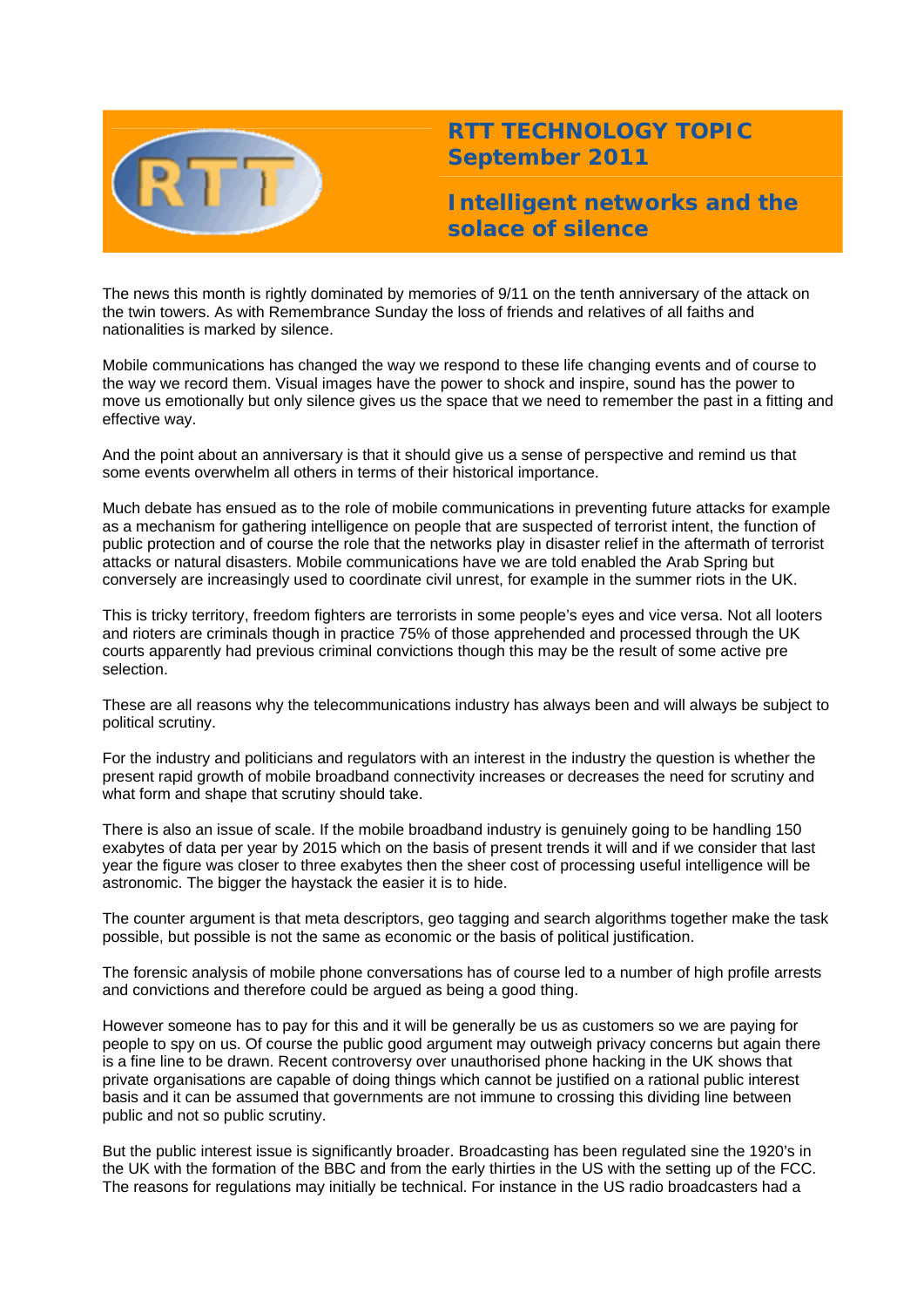# RTT TECHNOLOGY TOPIC
## September 2011

## Intelligent networks and the solace of silence

The news this month is rightly dominated by memories of 9/11 on the tenth anniversary of the attack on the twin towers. As with Remembrance Sunday the loss of friends and relatives of all faiths and nationalities is marked by silence.

Mobile communications has changed the way we respond to these life changing events and of course to the way we record them. Visual images have the power to shock and inspire, sound has the power to move us emotionally but only silence gives us the space that we need to remember the past in a fitting and effective way.

And the point about an anniversary is that it should give us a sense of perspective and remind us that some events overwhelm all others in terms of their historical importance.

Much debate has ensued as to the role of mobile communications in preventing future attacks for example as a mechanism for gathering intelligence on people that are suspected of terrorist intent, the function of public protection and of course the role that the networks play in disaster relief in the aftermath of terrorist attacks or natural disasters. Mobile communications have we are told enabled the Arab Spring but conversely are increasingly used to coordinate civil unrest, for example in the summer riots in the UK.

This is tricky territory, freedom fighters are terrorists in some people's eyes and vice versa. Not all looters and rioters are criminals though in practice 75% of those apprehended and processed through the UK courts apparently had previous criminal convictions though this may be the result of some active pre selection.

These are all reasons why the telecommunications industry has always been and will always be subject to political scrutiny.

For the industry and politicians and regulators with an interest in the industry the question is whether the present rapid growth of mobile broadband connectivity increases or decreases the need for scrutiny and what form and shape that scrutiny should take.

There is also an issue of scale. If the mobile broadband industry is genuinely going to be handling 150 exabytes of data per year by 2015 which on the basis of present trends it will and if we consider that last year the figure was closer to three exabytes then the sheer cost of processing useful intelligence will be astronomic. The bigger the haystack the easier it is to hide.

The counter argument is that meta descriptors, geo tagging and search algorithms together make the task possible, but possible is not the same as economic or the basis of political justification.

The forensic analysis of mobile phone conversations has of course led to a number of high profile arrests and convictions and therefore could be argued as being a good thing.

However someone has to pay for this and it will be generally be us as customers so we are paying for people to spy on us. Of course the public good argument may outweigh privacy concerns but again there is a fine line to be drawn. Recent controversy over unauthorised phone hacking in the UK shows that private organisations are capable of doing things which cannot be justified on a rational public interest basis and it can be assumed that governments are not immune to crossing this dividing line between public and not so public scrutiny.

But the public interest issue is significantly broader. Broadcasting has been regulated sine the 1920's in the UK with the formation of the BBC and from the early thirties in the US with the setting up of the FCC. The reasons for regulations may initially be technical. For instance in the US radio broadcasters had a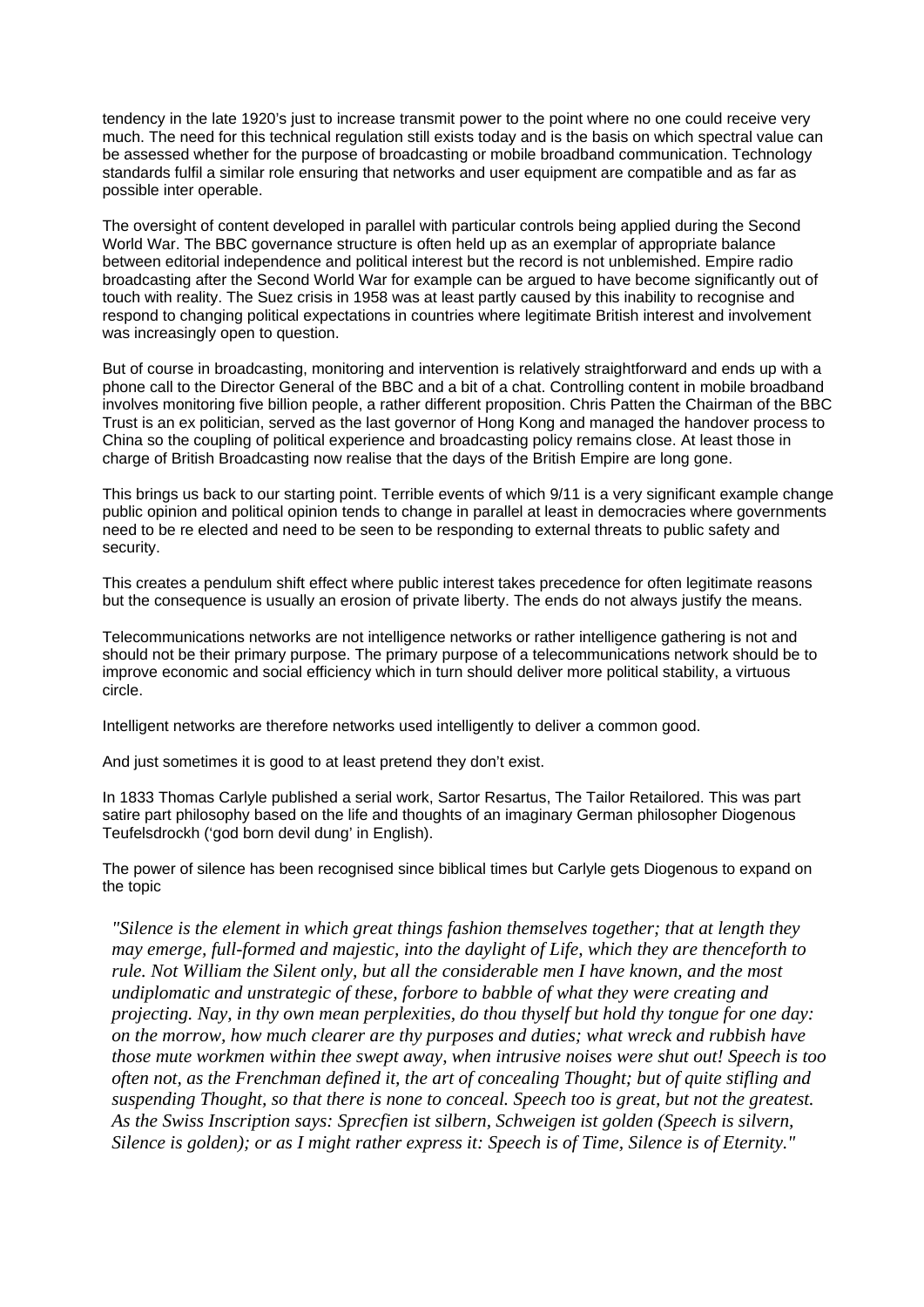tendency in the late 1920's just to increase transmit power to the point where no one could receive very much. The need for this technical regulation still exists today and is the basis on which spectral value can be assessed whether for the purpose of broadcasting or mobile broadband communication. Technology standards fulfil a similar role ensuring that networks and user equipment are compatible and as far as possible inter operable.

The oversight of content developed in parallel with particular controls being applied during the Second World War. The BBC governance structure is often held up as an exemplar of appropriate balance between editorial independence and political interest but the record is not unblemished. Empire radio broadcasting after the Second World War for example can be argued to have become significantly out of touch with reality. The Suez crisis in 1958 was at least partly caused by this inability to recognise and respond to changing political expectations in countries where legitimate British interest and involvement was increasingly open to question.

But of course in broadcasting, monitoring and intervention is relatively straightforward and ends up with a phone call to the Director General of the BBC and a bit of a chat. Controlling content in mobile broadband involves monitoring five billion people, a rather different proposition. Chris Patten the Chairman of the BBC Trust is an ex politician, served as the last governor of Hong Kong and managed the handover process to China so the coupling of political experience and broadcasting policy remains close. At least those in charge of British Broadcasting now realise that the days of the British Empire are long gone.

This brings us back to our starting point. Terrible events of which 9/11 is a very significant example change public opinion and political opinion tends to change in parallel at least in democracies where governments need to be re elected and need to be seen to be responding to external threats to public safety and security.

This creates a pendulum shift effect where public interest takes precedence for often legitimate reasons but the consequence is usually an erosion of private liberty. The ends do not always justify the means.

Telecommunications networks are not intelligence networks or rather intelligence gathering is not and should not be their primary purpose. The primary purpose of a telecommunications network should be to improve economic and social efficiency which in turn should deliver more political stability, a virtuous circle.

Intelligent networks are therefore networks used intelligently to deliver a common good.

And just sometimes it is good to at least pretend they don't exist.

In 1833 Thomas Carlyle published a serial work, Sartor Resartus, The Tailor Retailored. This was part satire part philosophy based on the life and thoughts of an imaginary German philosopher Diogenous Teufelsdrockh ('god born devil dung' in English).

The power of silence has been recognised since biblical times but Carlyle gets Diogenous to expand on the topic

> *"Silence is the element in which great things fashion themselves together; that at length they may emerge, full-formed and majestic, into the daylight of Life, which they are thenceforth to rule. Not William the Silent only, but all the considerable men I have known, and the most undiplomatic and unstrategic of these, forbore to babble of what they were creating and projecting. Nay, in thy own mean perplexities, do thou thyself but hold thy tongue for one day: on the morrow, how much clearer are thy purposes and duties; what wreck and rubbish have those mute workmen within thee swept away, when intrusive noises were shut out! Speech is too often not, as the Frenchman defined it, the art of concealing Thought; but of quite stifling and suspending Thought, so that there is none to conceal. Speech too is great, but not the greatest. As the Swiss Inscription says: Sprecfien ist silbern, Schweigen ist golden (Speech is silvern, Silence is golden); or as I might rather express it: Speech is of Time, Silence is of Eternity."*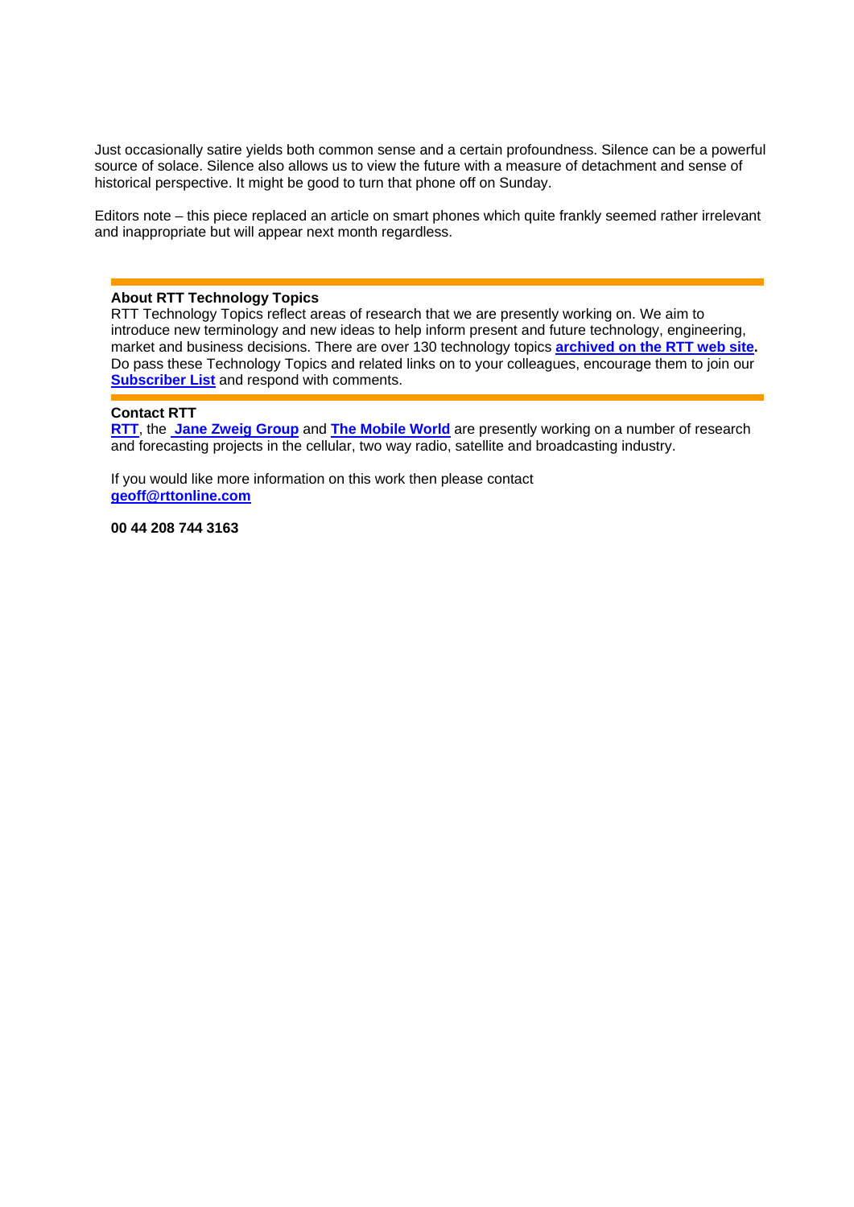Just occasionally satire yields both common sense and a certain profoundness. Silence can be a powerful source of solace. Silence also allows us to view the future with a measure of detachment and sense of historical perspective. It might be good to turn that phone off on Sunday.

Editors note – this piece replaced an article on smart phones which quite frankly seemed rather irrelevant and inappropriate but will appear next month regardless.

---

**About RTT Technology Topics**
RTT Technology Topics reflect areas of research that we are presently working on. We aim to introduce new terminology and new ideas to help inform present and future technology, engineering, market and business decisions. There are over 130 technology topics **archived on the RTT web site.** Do pass these Technology Topics and related links on to your colleagues, encourage them to join our **Subscriber List** and respond with comments.

---

**Contact RTT**
**RTT**, the **Jane Zweig Group** and **The Mobile World** are presently working on a number of research and forecasting projects in the cellular, two way radio, satellite and broadcasting industry.

If you would like more information on this work then please contact
**geoff@rttonline.com**

**00 44 208 744 3163**